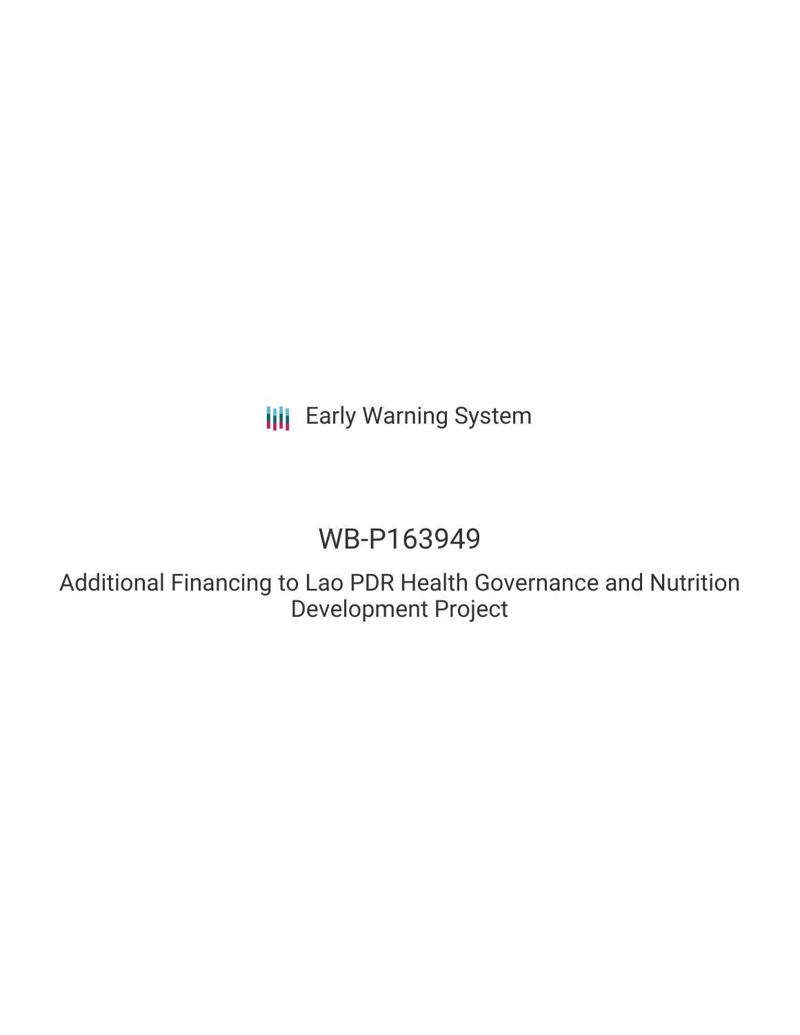Early Warning System

# WB-P163949

## Additional Financing to Lao PDR Health Governance and Nutrition Development Project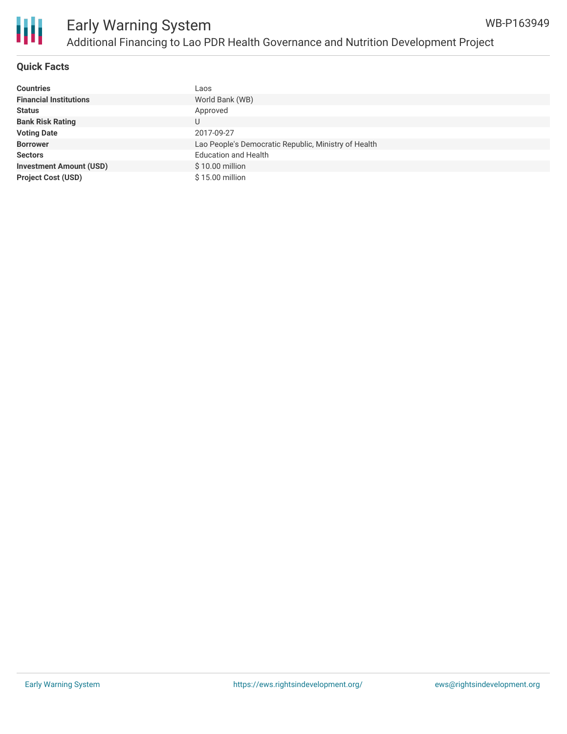# Early Warning System

## Additional Financing to Lao PDR Health Governance and Nutrition Development Project

WB-P163949

### Quick Facts

| | |
|---|---|
| **Countries** | Laos |
| **Financial Institutions** | World Bank (WB) |
| **Status** | Approved |
| **Bank Risk Rating** | U |
| **Voting Date** | 2017-09-27 |
| **Borrower** | Lao People's Democratic Republic, Ministry of Health |
| **Sectors** | Education and Health |
| **Investment Amount (USD)** | $ 10.00 million |
| **Project Cost (USD)** | $ 15.00 million |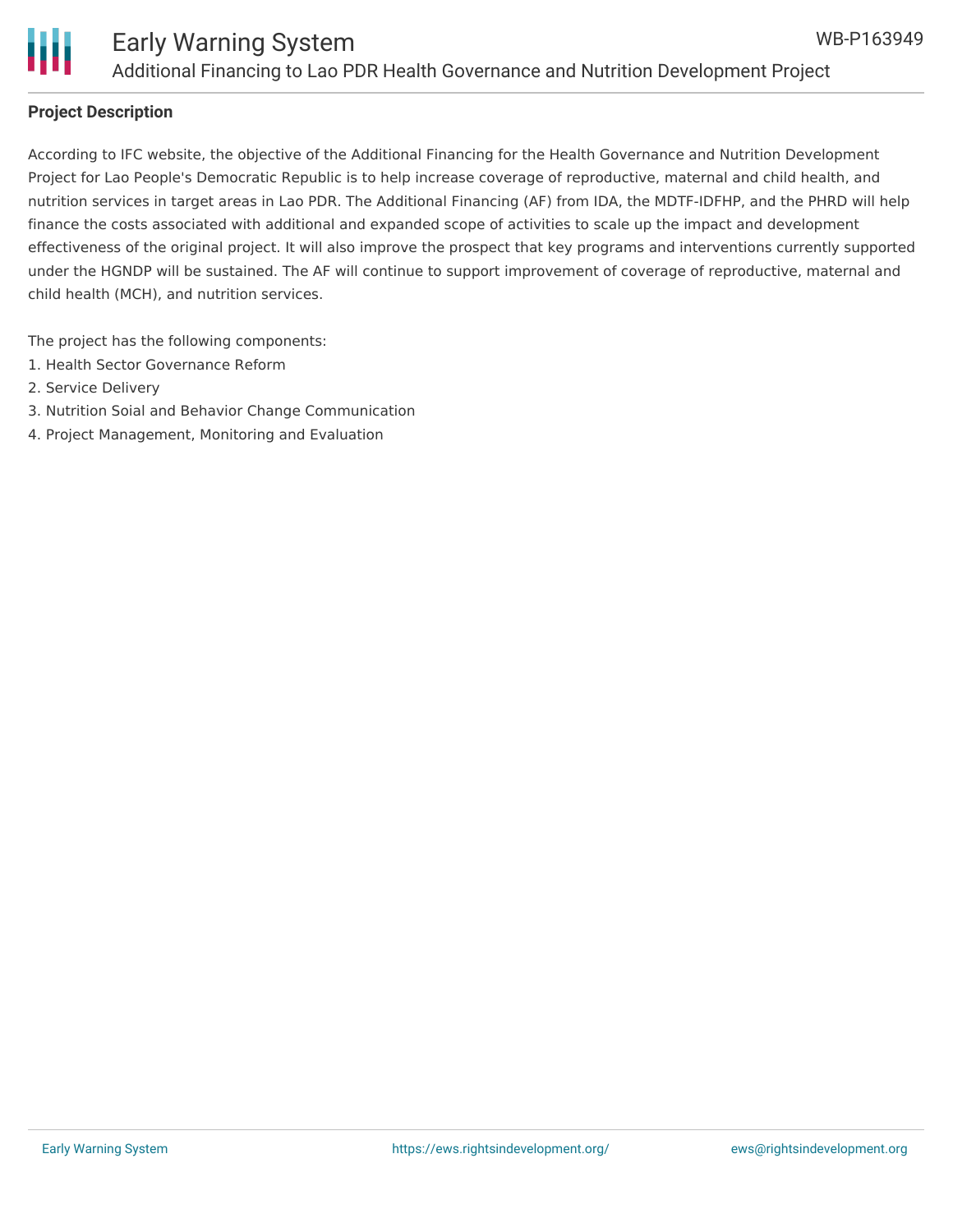## Project Description

According to IFC website, the objective of the Additional Financing for the Health Governance and Nutrition Development Project for Lao People's Democratic Republic is to help increase coverage of reproductive, maternal and child health, and nutrition services in target areas in Lao PDR. The Additional Financing (AF) from IDA, the MDTF-IDFHP, and the PHRD will help finance the costs associated with additional and expanded scope of activities to scale up the impact and development effectiveness of the original project. It will also improve the prospect that key programs and interventions currently supported under the HGNDP will be sustained. The AF will continue to support improvement of coverage of reproductive, maternal and child health (MCH), and nutrition services.

The project has the following components:

1. Health Sector Governance Reform
2. Service Delivery
3. Nutrition Soial and Behavior Change Communication
4. Project Management, Monitoring and Evaluation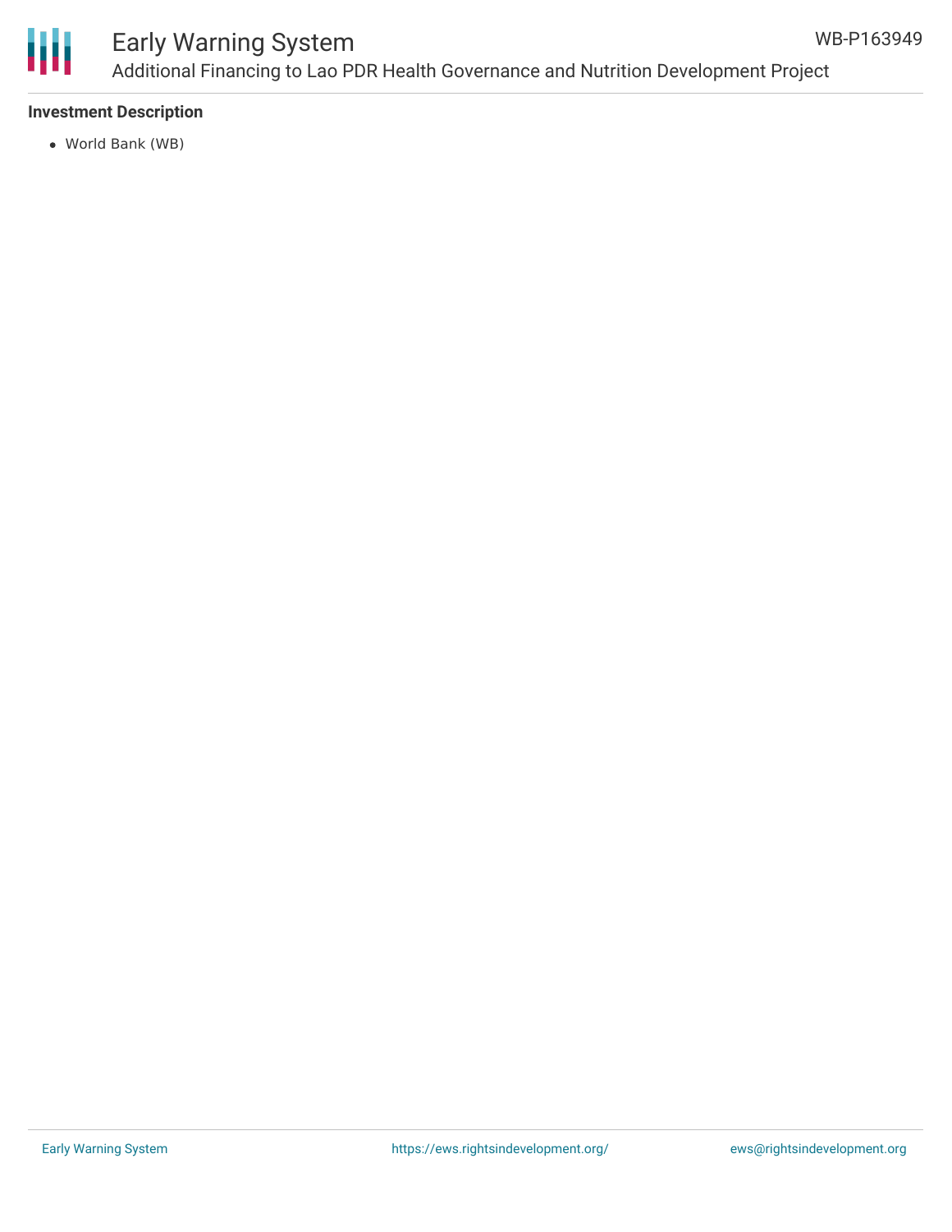### Investment Description

- World Bank (WB)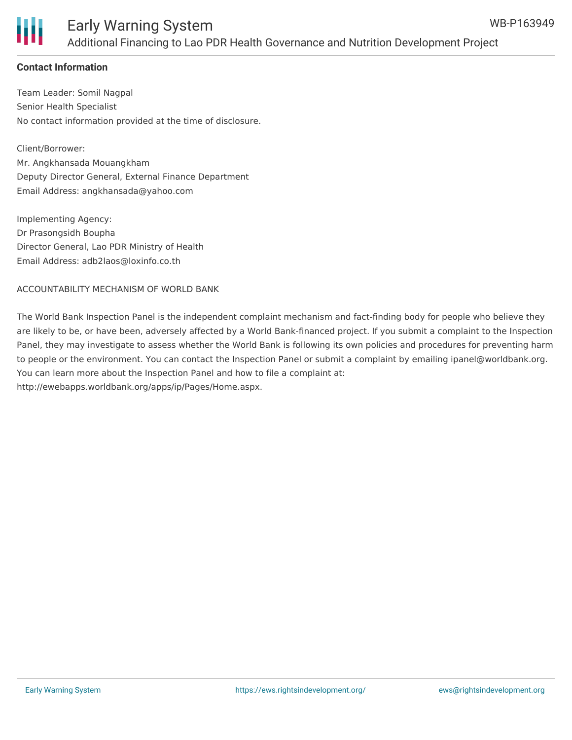**Contact Information**

Team Leader: Somil Nagpal
Senior Health Specialist
No contact information provided at the time of disclosure.

Client/Borrower:
Mr. Angkhansada Mouangkham
Deputy Director General, External Finance Department
Email Address: angkhansada@yahoo.com

Implementing Agency:
Dr Prasongsidh Boupha
Director General, Lao PDR Ministry of Health
Email Address: adb2laos@loxinfo.co.th

ACCOUNTABILITY MECHANISM OF WORLD BANK

The World Bank Inspection Panel is the independent complaint mechanism and fact-finding body for people who believe they are likely to be, or have been, adversely affected by a World Bank-financed project. If you submit a complaint to the Inspection Panel, they may investigate to assess whether the World Bank is following its own policies and procedures for preventing harm to people or the environment. You can contact the Inspection Panel or submit a complaint by emailing ipanel@worldbank.org. You can learn more about the Inspection Panel and how to file a complaint at: http://ewebapps.worldbank.org/apps/ip/Pages/Home.aspx.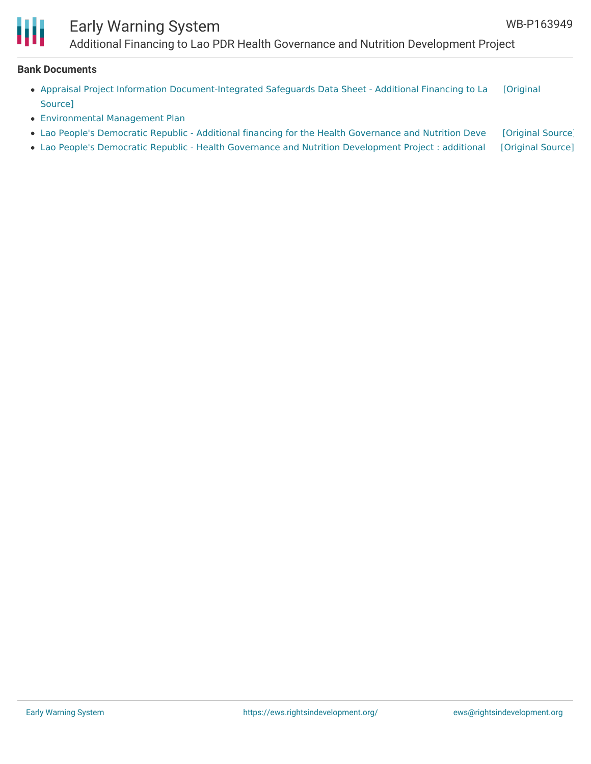**Bank Documents**

- Appraisal Project Information Document-Integrated Safeguards Data Sheet - Additional Financing to La [Original Source]
- Environmental Management Plan
- Lao People's Democratic Republic - Additional financing for the Health Governance and Nutrition Deve [Original Source]
- Lao People's Democratic Republic - Health Governance and Nutrition Development Project : additional [Original Source]